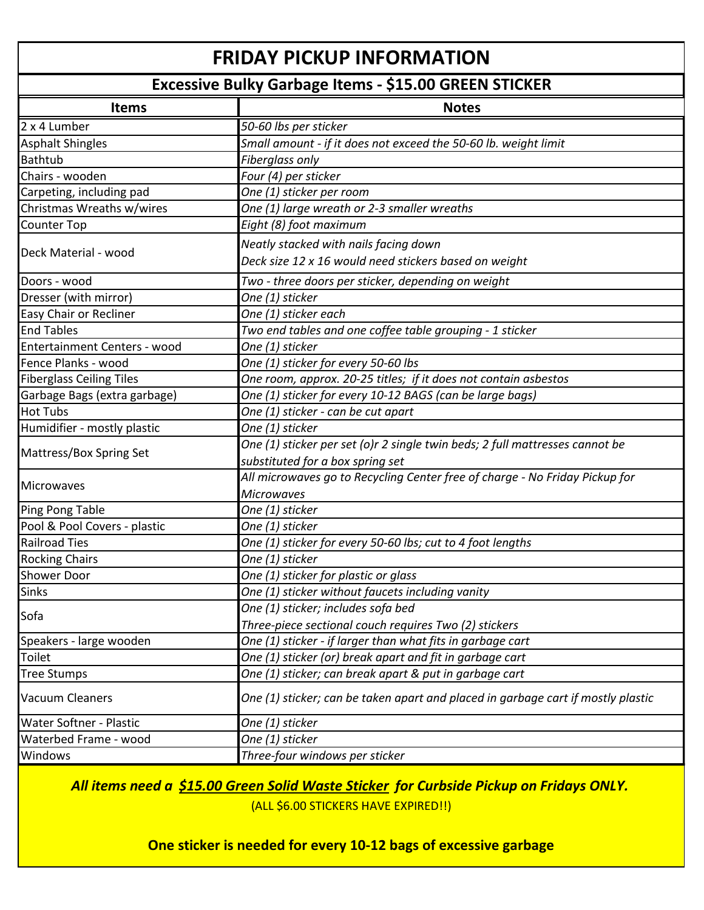# FRIDAY PICKUP INFORMATION

## Excessive Bulky Garbage Items - $15.00 GREEN STICKER

| Items | Notes |
| --- | --- |
| 2 x 4 Lumber | *50-60 lbs per sticker* |
| Asphalt Shingles | *Small amount - if it does not exceed the 50-60 lb. weight limit* |
| Bathtub | *Fiberglass only* |
| Chairs - wooden | *Four (4) per sticker* |
| Carpeting, including pad | *One (1) sticker per room* |
| Christmas Wreaths w/wires | *One (1) large wreath or 2-3 smaller wreaths* |
| Counter Top | *Eight (8) foot maximum* |
| Deck Material - wood | *Neatly stacked with nails facing down*<br>*Deck size 12 x 16 would need stickers based on weight* |
| Doors - wood | *Two - three doors per sticker, depending on weight* |
| Dresser (with mirror) | *One (1) sticker* |
| Easy Chair or Recliner | *One (1) sticker each* |
| End Tables | *Two end tables and one coffee table grouping - 1 sticker* |
| Entertainment Centers - wood | *One (1) sticker* |
| Fence Planks - wood | *One (1) sticker for every 50-60 lbs* |
| Fiberglass Ceiling Tiles | *One room, approx. 20-25 titles; if it does not contain asbestos* |
| Garbage Bags (extra garbage) | *One (1) sticker for every 10-12 BAGS (can be large bags)* |
| Hot Tubs | *One (1) sticker - can be cut apart* |
| Humidifier - mostly plastic | *One (1) sticker* |
| Mattress/Box Spring Set | *One (1) sticker per set (o)r 2 single twin beds; 2 full mattresses cannot be substituted for a box spring set* |
| Microwaves | *All microwaves go to Recycling Center free of charge - No Friday Pickup for Microwaves* |
| Ping Pong Table | *One (1) sticker* |
| Pool & Pool Covers - plastic | *One (1) sticker* |
| Railroad Ties | *One (1) sticker for every 50-60 lbs; cut to 4 foot lengths* |
| Rocking Chairs | *One (1) sticker* |
| Shower Door | *One (1) sticker for plastic or glass* |
| Sinks | *One (1) sticker without faucets including vanity* |
| Sofa | *One (1) sticker; includes sofa bed*<br>*Three-piece sectional couch requires Two (2) stickers* |
| Speakers - large wooden | *One (1) sticker - if larger than what fits in garbage cart* |
| Toilet | *One (1) sticker (or) break apart and fit in garbage cart* |
| Tree Stumps | *One (1) sticker; can break apart & put in garbage cart* |
| Vacuum Cleaners | *One (1) sticker; can be taken apart and placed in garbage cart if mostly plastic* |
| Water Softner - Plastic | *One (1) sticker* |
| Waterbed Frame - wood | *One (1) sticker* |
| Windows | *Three-four windows per sticker* |

***All items need a $15.00 Green Solid Waste Sticker for Curbside Pickup on Fridays ONLY.***

(ALL $6.00 STICKERS HAVE EXPIRED!!)

**One sticker is needed for every 10-12 bags of excessive garbage**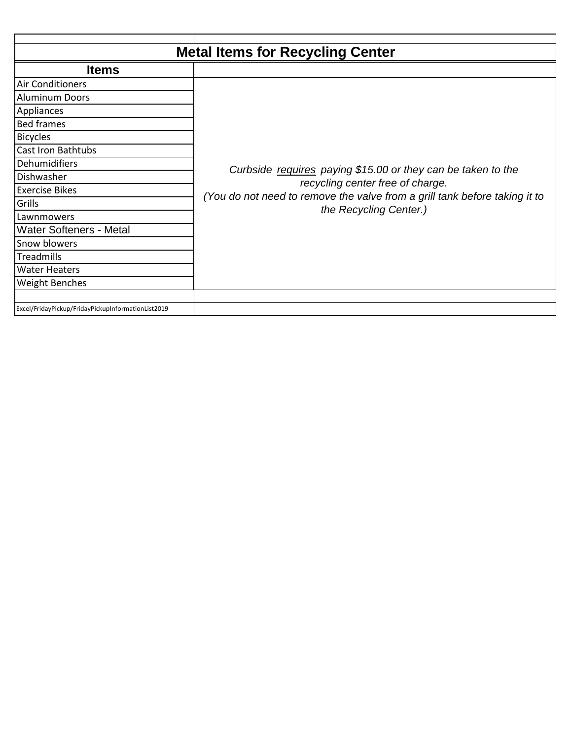## Metal Items for Recycling Center

| Items | |
|---|---|
| Air Conditioners | *Curbside <u>requires</u> paying $15.00 or they can be taken to the recycling center free of charge. (You do not need to remove the valve from a grill tank before taking it to the Recycling Center.)* |
| Aluminum Doors | |
| Appliances | |
| Bed frames | |
| Bicycles | |
| Cast Iron Bathtubs | |
| Dehumidifiers | |
| Dishwasher | |
| Exercise Bikes | |
| Grills | |
| Lawnmowers | |
| Water Softeners - Metal | |
| Snow blowers | |
| Treadmills | |
| Water Heaters | |
| Weight Benches | |
| | |
| Excel/FridayPickup/FridayPickupInformationList2019 | |